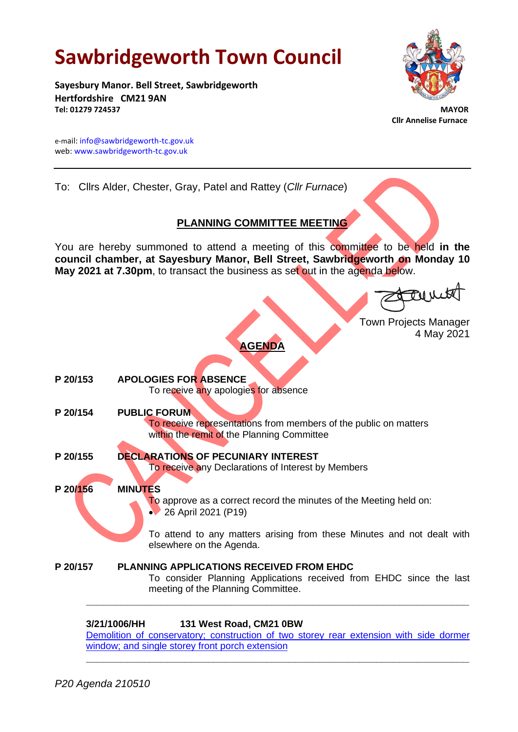# Sawbridgeworth Town Council

**Sayesbury Manor. Bell Street, Sawbridgeworth**
**Hertfordshire CM21 9AN**
**Tel: 01279 724537**

**MAYOR**
**Cllr Annelise Furnace**

e-mail: info@sawbridgeworth-tc.gov.uk
web: www.sawbridgeworth-tc.gov.uk

---

To: Cllrs Alder, Chester, Gray, Patel and Rattey (*Cllr Furnace*)

## PLANNING COMMITTEE MEETING

CANCELLED

You are hereby summoned to attend a meeting of this committee to be held **in the council chamber, at Sayesbury Manor, Bell Street, Sawbridgeworth on Monday 10 May 2021 at 7.30pm**, to transact the business as set out in the agenda below.

Town Projects Manager
4 May 2021

## AGENDA

**P 20/153 APOLOGIES FOR ABSENCE**
To receive any apologies for absence

**P 20/154 PUBLIC FORUM**
To receive representations from members of the public on matters within the remit of the Planning Committee

**P 20/155 DECLARATIONS OF PECUNIARY INTEREST**
To receive any Declarations of Interest by Members

**P 20/156 MINUTES**
To approve as a correct record the minutes of the Meeting held on:

- 26 April 2021 (P19)

To attend to any matters arising from these Minutes and not dealt with elsewhere on the Agenda.

**P 20/157 PLANNING APPLICATIONS RECEIVED FROM EHDC**
To consider Planning Applications received from EHDC since the last meeting of the Planning Committee.

---

**3/21/1006/HH 131 West Road, CM21 0BW**
Demolition of conservatory; construction of two storey rear extension with side dormer window; and single storey front porch extension

---

*P20 Agenda 210510*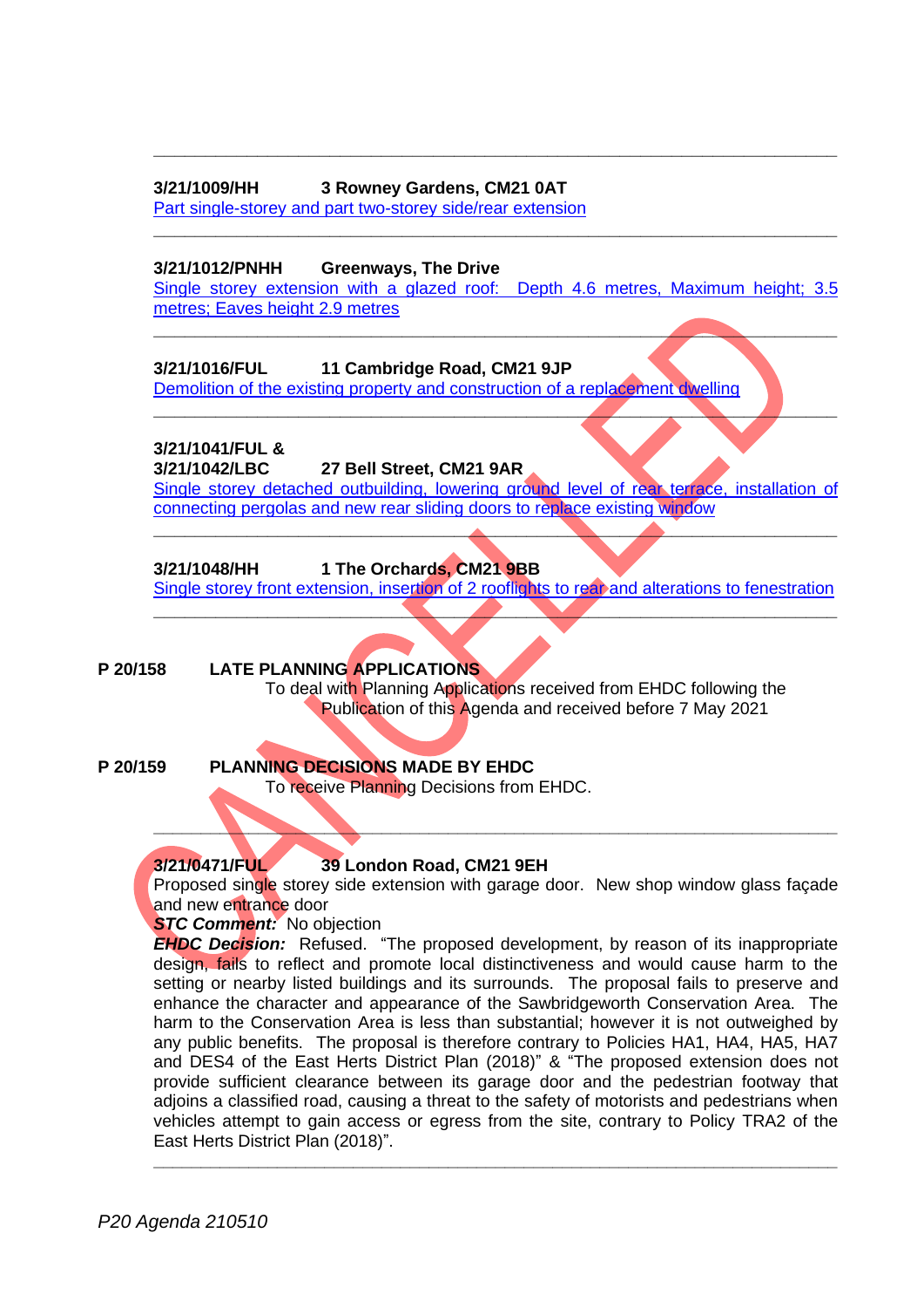---

**3/21/1009/HH 3 Rowney Gardens, CM21 0AT**
Part single-storey and part two-storey side/rear extension

---

**3/21/1012/PNHH Greenways, The Drive**
Single storey extension with a glazed roof: Depth 4.6 metres, Maximum height; 3.5 metres; Eaves height 2.9 metres

---

**3/21/1016/FUL 11 Cambridge Road, CM21 9JP**
Demolition of the existing property and construction of a replacement dwelling

---

**3/21/1041/FUL &**
**3/21/1042/LBC 27 Bell Street, CM21 9AR**
Single storey detached outbuilding, lowering ground level of rear terrace, installation of connecting pergolas and new rear sliding doors to replace existing window

---

**3/21/1048/HH 1 The Orchards, CM21 9BB**
Single storey front extension, insertion of 2 rooflights to rear and alterations to fenestration

---

**P 20/158 LATE PLANNING APPLICATIONS**
To deal with Planning Applications received from EHDC following the Publication of this Agenda and received before 7 May 2021

**P 20/159 PLANNING DECISIONS MADE BY EHDC**
To receive Planning Decisions from EHDC.

---

**3/21/0471/FUL 39 London Road, CM21 9EH**
Proposed single storey side extension with garage door. New shop window glass façade and new entrance door
***STC Comment:*** No objection
***EHDC Decision:*** Refused. "The proposed development, by reason of its inappropriate design, fails to reflect and promote local distinctiveness and would cause harm to the setting or nearby listed buildings and its surrounds. The proposal fails to preserve and enhance the character and appearance of the Sawbridgeworth Conservation Area. The harm to the Conservation Area is less than substantial; however it is not outweighed by any public benefits. The proposal is therefore contrary to Policies HA1, HA4, HA5, HA7 and DES4 of the East Herts District Plan (2018)" & "The proposed extension does not provide sufficient clearance between its garage door and the pedestrian footway that adjoins a classified road, causing a threat to the safety of motorists and pedestrians when vehicles attempt to gain access or egress from the site, contrary to Policy TRA2 of the East Herts District Plan (2018)".

---

CANCELLED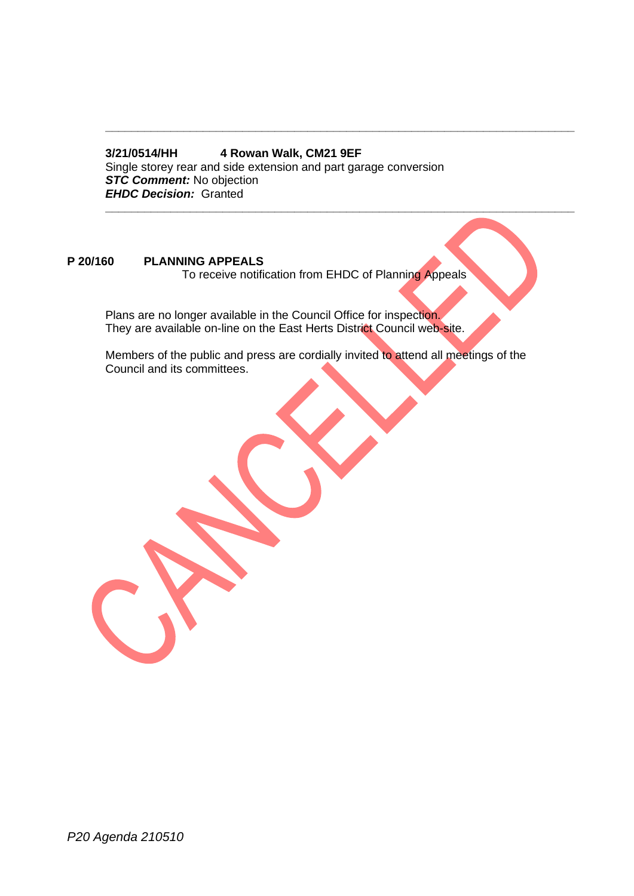---

**3/21/0514/HH** **4 Rowan Walk, CM21 9EF**
Single storey rear and side extension and part garage conversion
***STC Comment:*** No objection
***EHDC Decision:*** Granted

---

**P 20/160 PLANNING APPEALS**
To receive notification from EHDC of Planning Appeals

Plans are no longer available in the Council Office for inspection.
They are available on-line on the East Herts District Council web-site.

Members of the public and press are cordially invited to attend all meetings of the Council and its committees.

CANCELLED